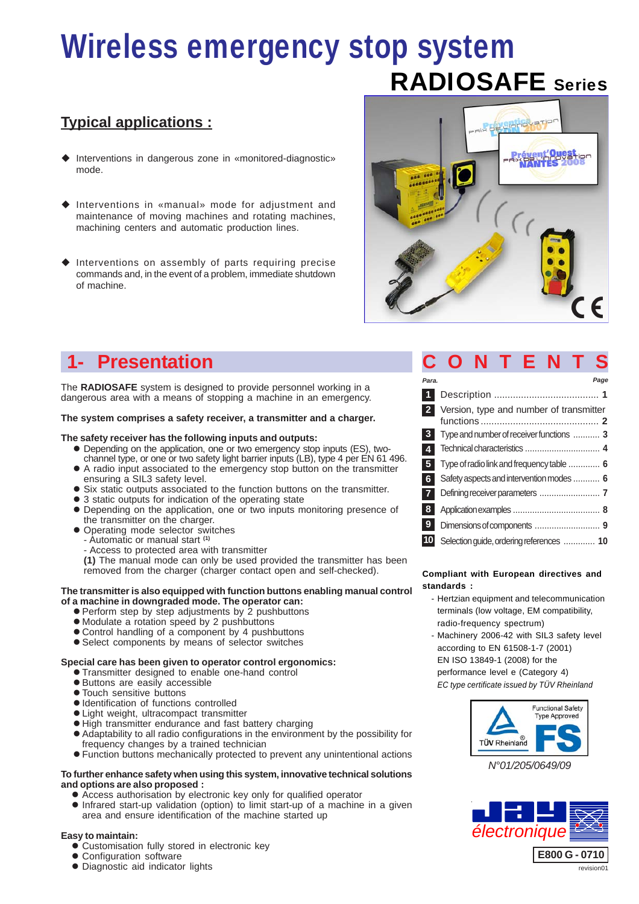# Wireless emergency stop system

## RADIOSAFE Series

### Typical applications :

- Interventions in dangerous zone in «monitored-diagnostic» mode.
- Interventions in «manual» mode for adjustment and maintenance of moving machines and rotating machines, machining centers and automatic production lines.
- Interventions on assembly of parts requiring precise commands and, in the event of a problem, immediate shutdown of machine.

## 1- Presentation

The **RADIOSAFE** system is designed to provide personnel working in a dangerous area with a means of stopping a machine in an emergency.

**The system comprises a safety receiver, a transmitter and a charger.**

**The safety receiver has the following inputs and outputs:**

- Depending on the application, one or two emergency stop inputs (ES), two-channel type, or one or two safety light barrier inputs (LB), type 4 per EN 61 496.
- A radio input associated to the emergency stop button on the transmitter ensuring a SIL3 safety level.
- Six static outputs associated to the function buttons on the transmitter.
- 3 static outputs for indication of the operating state
- Depending on the application, one or two inputs monitoring presence of the transmitter on the charger.
- Operating mode selector switches
  - Automatic or manual start (1)
  - Access to protected area with transmitter

**(1)** The manual mode can only be used provided the transmitter has been removed from the charger (charger contact open and self-checked).

**The transmitter is also equipped with function buttons enabling manual control of a machine in downgraded mode. The operator can:**

- Perform step by step adjustments by 2 pushbuttons
- Modulate a rotation speed by 2 pushbuttons
- Control handling of a component by 4 pushbuttons
- Select components by means of selector switches

**Special care has been given to operator control ergonomics:**

- Transmitter designed to enable one-hand control
- Buttons are easily accessible
- Touch sensitive buttons
- Identification of functions controlled
- Light weight, ultracompact transmitter
- High transmitter endurance and fast battery charging
- Adaptability to all radio configurations in the environment by the possibility for frequency changes by a trained technician
- Function buttons mechanically protected to prevent any unintentional actions

**To further enhance safety when using this system, innovative technical solutions and options are also proposed :**

- Access authorisation by electronic key only for qualified operator
- Infrared start-up validation (option) to limit start-up of a machine in a given area and ensure identification of the machine started up

**Easy to maintain:**

- Customisation fully stored in electronic key
- Configuration software
- Diagnostic aid indicator lights

## CONTENTS

| Para. | | Page |
|---|---|---|
| 1 | Description | 1 |
| 2 | Version, type and number of transmitter functions | 2 |
| 3 | Type and number of receiver functions | 3 |
| 4 | Technical characteristics | 4 |
| 5 | Type of radio link and frequency table | 6 |
| 6 | Safety aspects and intervention modes | 6 |
| 7 | Defining receiver parameters | 7 |
| 8 | Application examples | 8 |
| 9 | Dimensions of components | 9 |
| 10 | Selection guide, ordering references | 10 |

**Compliant with European directives and standards :**

- Hertzian equipment and telecommunication terminals (low voltage, EM compatibility, radio-frequency spectrum)
- Machinery 2006-42 with SIL3 safety level according to EN 61508-1-7 (2001) EN ISO 13849-1 (2008) for the performance level e (Category 4)

*EC type certificate issued by TÜV Rheinland*

Functional Safety Type Approved — TÜV Rheinland FS

*N°01/205/0649/09*

JAY électronique

E800 G - 0710

revision01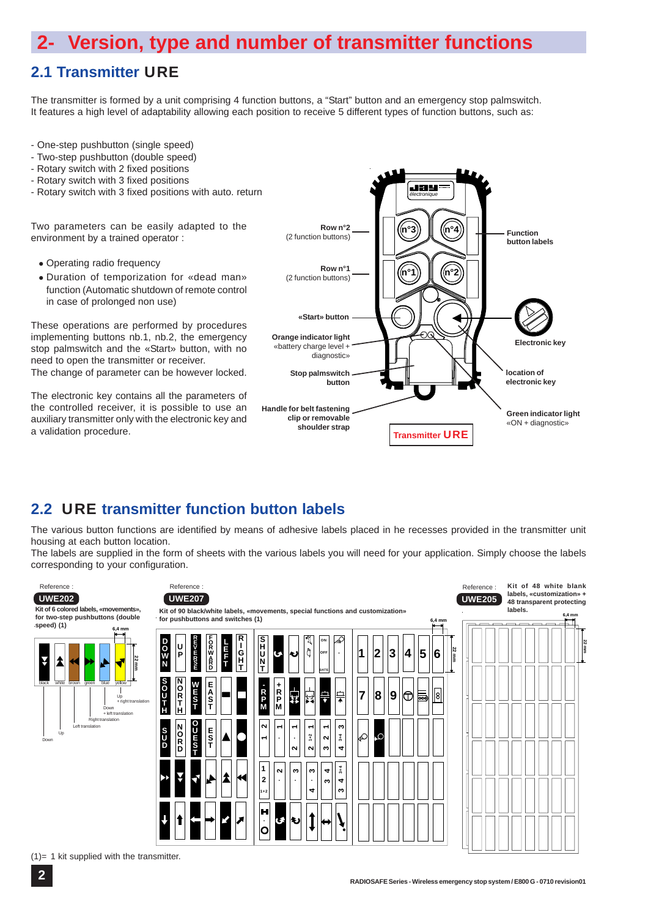# 2- Version, type and number of transmitter functions

## 2.1 Transmitter URE

The transmitter is formed by a unit comprising 4 function buttons, a “Start” button and an emergency stop palmswitch.
It features a high level of adaptability allowing each position to receive 5 different types of function buttons, such as:

- One-step pushbutton (single speed)
- Two-step pushbutton (double speed)
- Rotary switch with 2 fixed positions
- Rotary switch with 3 fixed positions
- Rotary switch with 3 fixed positions with auto. return

Two parameters can be easily adapted to the environment by a trained operator :

- Operating radio frequency
- Duration of temporization for «dead man» function (Automatic shutdown of remote control in case of prolonged non use)

These operations are performed by procedures implementing buttons nb.1, nb.2, the emergency stop palmswitch and the «Start» button, with no need to open the transmitter or receiver.
The change of parameter can be however locked.

The electronic key contains all the parameters of the controlled receiver, it is possible to use an auxiliary transmitter only with the electronic key and a validation procedure.

Row n°2 (2 function buttons)
Row n°1 (2 function buttons)
«Start» button
Orange indicator light «battery charge level + diagnostic»
Stop palmswitch button
Handle for belt fastening clip or removable shoulder strap
Function button labels
Electronic key
location of electronic key
Green indicator light «ON + diagnostic»

Transmitter URE

## 2.2 URE transmitter function button labels

The various button functions are identified by means of adhesive labels placed in he recesses provided in the transmitter unit housing at each button location.
The labels are supplied in the form of sheets with the various labels you will need for your application. Simply choose the labels corresponding to your configuration.

Reference : **UWE202**
Kit of 6 colored labels, «movements», for two-step pushbuttons (double speed) (1)

black, white, brown, green, blue, yellow — 6,4 mm — 22 mm
Down; Up; Left translation; Right translation; Down + left translation; Up + right translation

Reference : **UWE207**
Kit of 90 black/white labels, «movements, special functions and customization» for pushbuttons and switches (1)

Reference : **UWE205**
Kit of 48 white blank labels, «customization» + 48 transparent protecting labels.

(1)= 1 kit supplied with the transmitter.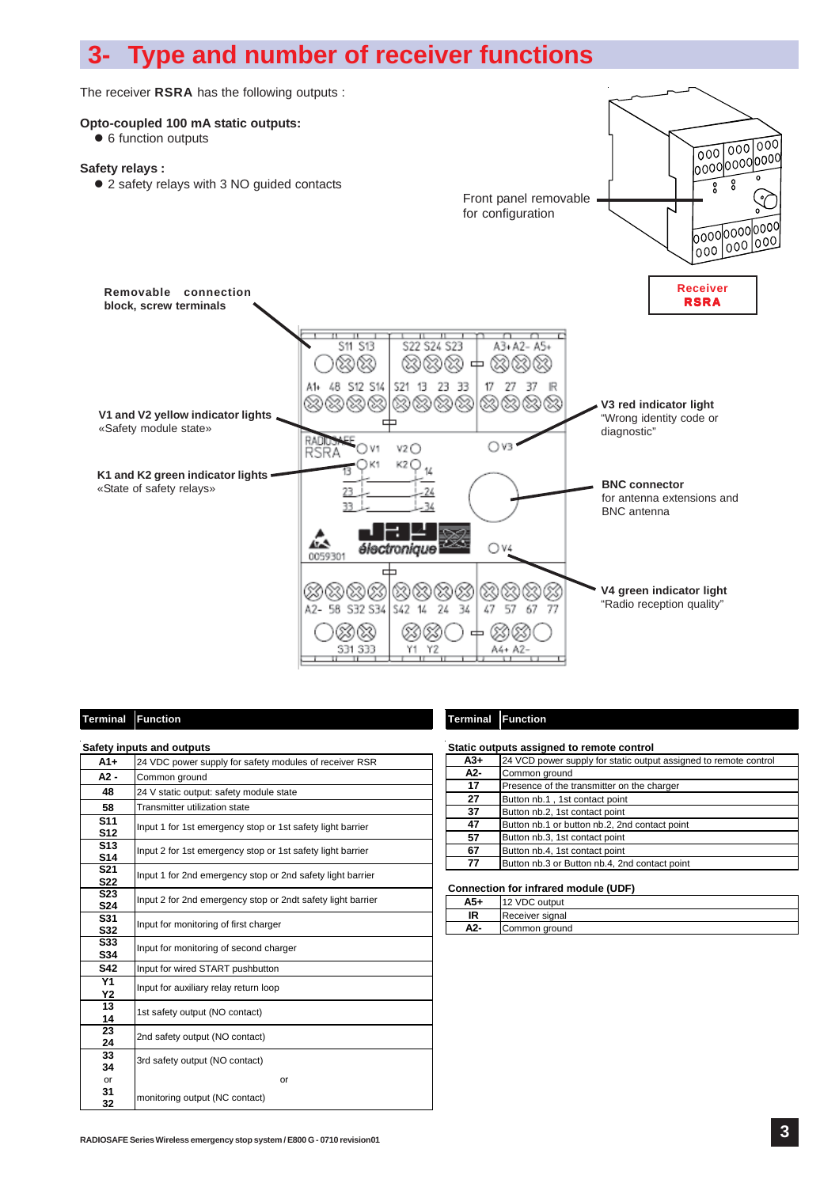# 3- Type and number of receiver functions

The receiver **RSRA** has the following outputs :

**Opto-coupled 100 mA static outputs:**

- 6 function outputs

**Safety relays :**

- 2 safety relays with 3 NO guided contacts

Front panel removable for configuration

**Receiver RSRA**

**Removable connection block, screw terminals**

**V1 and V2 yellow indicator lights** «Safety module state»

**K1 and K2 green indicator lights** «State of safety relays»

**V3 red indicator light** "Wrong identity code or diagnostic"

**BNC connector** for antenna extensions and BNC antenna

**V4 green indicator light** "Radio reception quality"

| Terminal | Function |
|---|---|
| **Safety inputs and outputs** | |
| **A1+** | 24 VDC power supply for safety modules of receiver RSR |
| **A2 -** | Common ground |
| **48** | 24 V static output: safety module state |
| **58** | Transmitter utilization state |
| **S11 S12** | Input 1 for 1st emergency stop or 1st safety light barrier |
| **S13 S14** | Input 2 for 1st emergency stop or 1st safety light barrier |
| **S21 S22** | Input 1 for 2nd emergency stop or 2nd safety light barrier |
| **S23 S24** | Input 2 for 2nd emergency stop or 2ndt safety light barrier |
| **S31 S32** | Input for monitoring of first charger |
| **S33 S34** | Input for monitoring of second charger |
| **S42** | Input for wired START pushbutton |
| **Y1 Y2** | Input for auxiliary relay return loop |
| **13 14** | 1st safety output (NO contact) |
| **23 24** | 2nd safety output (NO contact) |
| **33 34** or **31 32** | 3rd safety output (NO contact) or monitoring output (NC contact) |

| Terminal | Function |
|---|---|
| **Static outputs assigned to remote control** | |
| **A3+** | 24 VCD power supply for static output assigned to remote control |
| **A2-** | Common ground |
| **17** | Presence of the transmitter on the charger |
| **27** | Button nb.1 , 1st contact point |
| **37** | Button nb.2, 1st contact point |
| **47** | Button nb.1 or button nb.2, 2nd contact point |
| **57** | Button nb.3, 1st contact point |
| **67** | Button nb.4, 1st contact point |
| **77** | Button nb.3 or Button nb.4, 2nd contact point |
| **Connection for infrared module (UDF)** | |
| **A5+** | 12 VDC output |
| **IR** | Receiver signal |
| **A2-** | Common ground |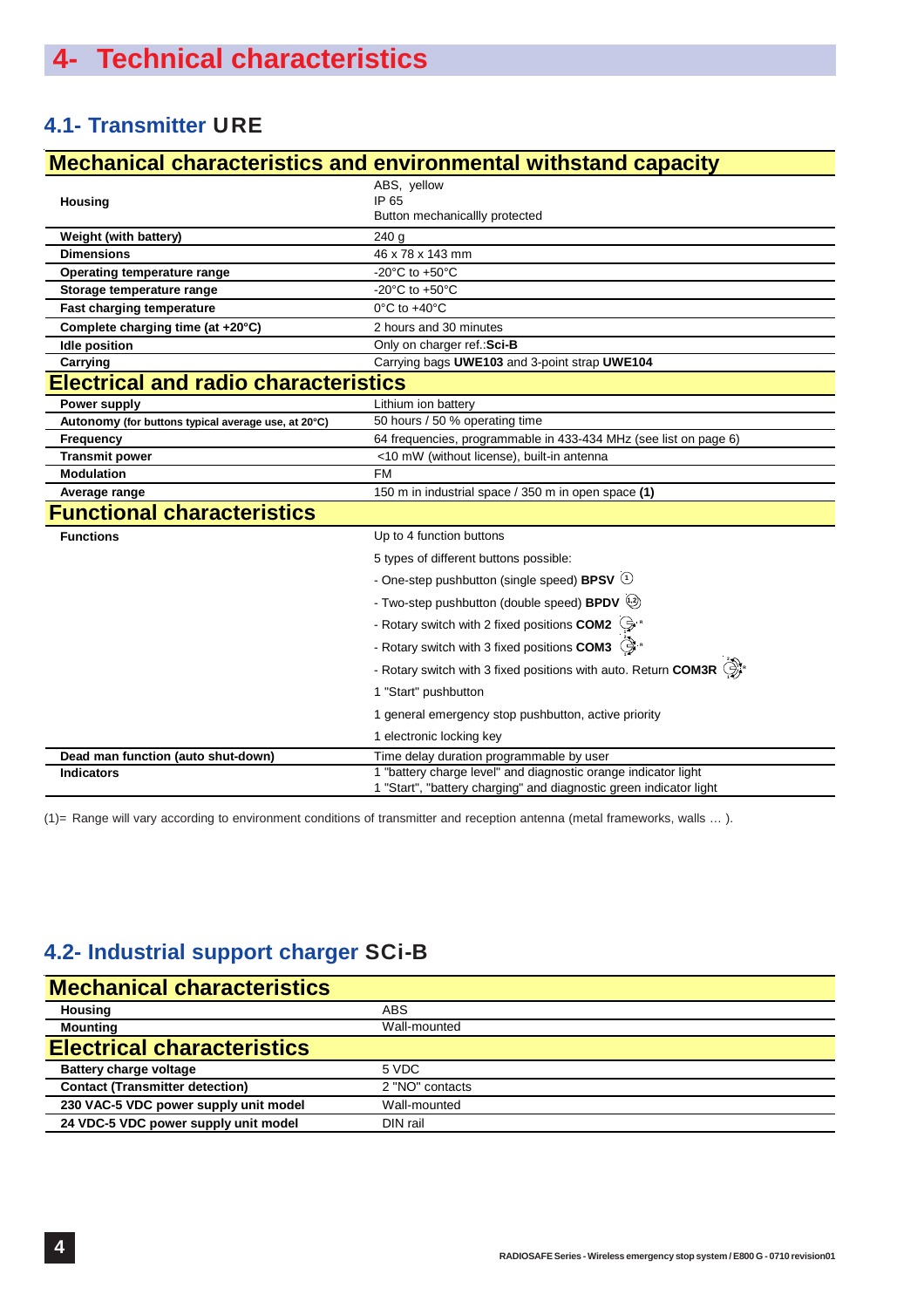# 4- Technical characteristics

## 4.1- Transmitter URE

| Mechanical characteristics and environmental withstand capacity | |
|---|---|
| **Housing** | ABS, yellow<br>IP 65<br>Button mechanicallly protected |
| **Weight (with battery)** | 240 g |
| **Dimensions** | 46 x 78 x 143 mm |
| **Operating temperature range** | -20°C to +50°C |
| **Storage temperature range** | -20°C to +50°C |
| **Fast charging temperature** | 0°C to +40°C |
| **Complete charging time (at +20°C)** | 2 hours and 30 minutes |
| **Idle position** | Only on charger ref.:**Sci-B** |
| **Carrying** | Carrying bags **UWE103** and 3-point strap **UWE104** |
| **Electrical and radio characteristics** | |
| **Power supply** | Lithium ion battery |
| **Autonomy (for buttons typical average use, at 20°C)** | 50 hours / 50 % operating time |
| **Frequency** | 64 frequencies, programmable in 433-434 MHz (see list on page 6) |
| **Transmit power** | <10 mW (without license), built-in antenna |
| **Modulation** | FM |
| **Average range** | 150 m in industrial space / 350 m in open space **(1)** |
| **Functional characteristics** | |
| **Functions** | Up to 4 function buttons<br>5 types of different buttons possible:<br>- One-step pushbutton (single speed) **BPSV**<br>- Two-step pushbutton (double speed) **BPDV**<br>- Rotary switch with 2 fixed positions **COM2**<br>- Rotary switch with 3 fixed positions **COM3**<br>- Rotary switch with 3 fixed positions with auto. Return **COM3R**<br>1 "Start" pushbutton<br>1 general emergency stop pushbutton, active priority<br>1 electronic locking key |
| **Dead man function (auto shut-down)** | Time delay duration programmable by user |
| **Indicators** | 1 "battery charge level" and diagnostic orange indicator light<br>1 "Start", "battery charging" and diagnostic green indicator light |

(1)= Range will vary according to environment conditions of transmitter and reception antenna (metal frameworks, walls … ).

## 4.2- Industrial support charger SCi-B

| Mechanical characteristics | |
|---|---|
| **Housing** | ABS |
| **Mounting** | Wall-mounted |
| **Electrical characteristics** | |
| **Battery charge voltage** | 5 VDC |
| **Contact (Transmitter detection)** | 2 "NO" contacts |
| **230 VAC-5 VDC power supply unit model** | Wall-mounted |
| **24 VDC-5 VDC power supply unit model** | DIN rail |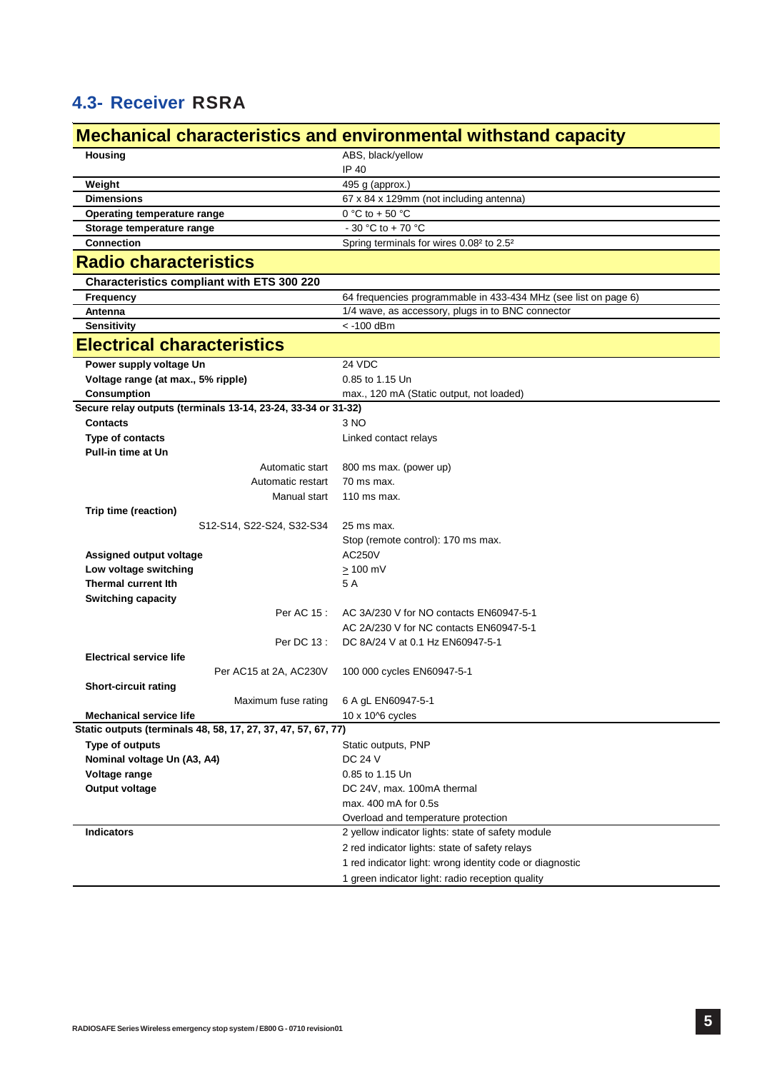## 4.3- Receiver RSRA

### Mechanical characteristics and environmental withstand capacity

| | |
|---|---|
| **Housing** | ABS, black/yellow<br>IP 40 |
| **Weight** | 495 g (approx.) |
| **Dimensions** | 67 x 84 x 129mm (not including antenna) |
| **Operating temperature range** | 0 °C to + 50 °C |
| **Storage temperature range** | - 30 °C to + 70 °C |
| **Connection** | Spring terminals for wires 0.08² to 2.5² |

### Radio characteristics

| | |
|---|---|
| **Characteristics compliant with ETS 300 220** | |
| **Frequency** | 64 frequencies programmable in 433-434 MHz (see list on page 6) |
| **Antenna** | 1/4 wave, as accessory, plugs in to BNC connector |
| **Sensitivity** | < -100 dBm |

### Electrical characteristics

| | |
|---|---|
| **Power supply voltage Un** | 24 VDC |
| **Voltage range (at max., 5% ripple)** | 0.85 to 1.15 Un |
| **Consumption** | max., 120 mA (Static output, not loaded) |
| **Secure relay outputs (terminals 13-14, 23-24, 33-34 or 31-32)** | |
| **Contacts** | 3 NO |
| **Type of contacts** | Linked contact relays |
| **Pull-in time at Un** | |
| Automatic start | 800 ms max. (power up) |
| Automatic restart | 70 ms max. |
| Manual start | 110 ms max. |
| **Trip time (reaction)** | |
| S12-S14, S22-S24, S32-S34 | 25 ms max.<br>Stop (remote control): 170 ms max. |
| **Assigned output voltage** | AC250V |
| **Low voltage switching** | ≥ 100 mV |
| **Thermal current Ith** | 5 A |
| **Switching capacity** | |
| Per AC 15 : | AC 3A/230 V for NO contacts EN60947-5-1<br>AC 2A/230 V for NC contacts EN60947-5-1 |
| Per DC 13 : | DC 8A/24 V at 0.1 Hz EN60947-5-1 |
| **Electrical service life** | |
| Per AC15 at 2A, AC230V | 100 000 cycles EN60947-5-1 |
| **Short-circuit rating** | |
| Maximum fuse rating | 6 A gL EN60947-5-1 |
| **Mechanical service life** | 10 x 10^6 cycles |
| **Static outputs (terminals 48, 58, 17, 27, 37, 47, 57, 67, 77)** | |
| **Type of outputs** | Static outputs, PNP |
| **Nominal voltage Un (A3, A4)** | DC 24 V |
| **Voltage range** | 0.85 to 1.15 Un |
| **Output voltage** | DC 24V, max. 100mA thermal<br>max. 400 mA for 0.5s<br>Overload and temperature protection |
| **Indicators** | 2 yellow indicator lights: state of safety module<br>2 red indicator lights: state of safety relays<br>1 red indicator light: wrong identity code or diagnostic<br>1 green indicator light: radio reception quality |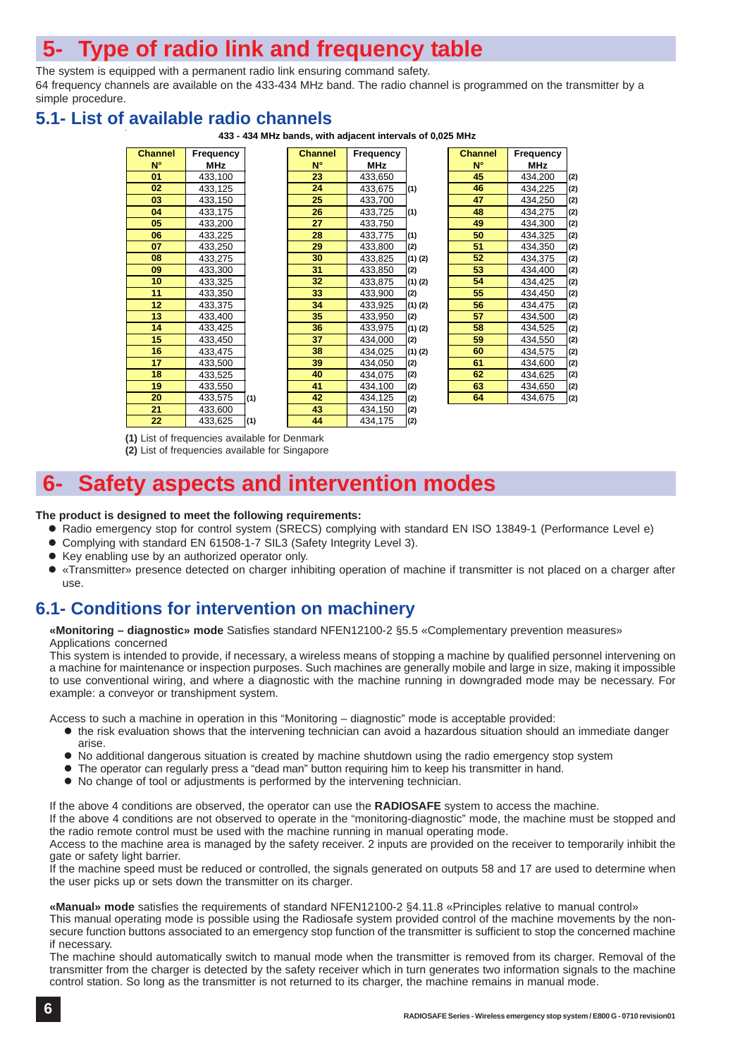# 5- Type of radio link and frequency table

The system is equipped with a permanent radio link ensuring command safety.
64 frequency channels are available on the 433-434 MHz band. The radio channel is programmed on the transmitter by a simple procedure.

## 5.1- List of available radio channels

**433 - 434 MHz bands, with adjacent intervals of 0,025 MHz**

| Channel N° | Frequency MHz | |
|---|---|---|
| 01 | 433,100 | |
| 02 | 433,125 | |
| 03 | 433,150 | |
| 04 | 433,175 | |
| 05 | 433,200 | |
| 06 | 433,225 | |
| 07 | 433,250 | |
| 08 | 433,275 | |
| 09 | 433,300 | |
| 10 | 433,325 | |
| 11 | 433,350 | |
| 12 | 433,375 | |
| 13 | 433,400 | |
| 14 | 433,425 | |
| 15 | 433,450 | |
| 16 | 433,475 | |
| 17 | 433,500 | |
| 18 | 433,525 | |
| 19 | 433,550 | |
| 20 | 433,575 | (1) |
| 21 | 433,600 | |
| 22 | 433,625 | (1) |
| 23 | 433,650 | |
| 24 | 433,675 | (1) |
| 25 | 433,700 | |
| 26 | 433,725 | (1) |
| 27 | 433,750 | |
| 28 | 433,775 | (1) |
| 29 | 433,800 | (2) |
| 30 | 433,825 | (1) (2) |
| 31 | 433,850 | (2) |
| 32 | 433,875 | (1) (2) |
| 33 | 433,900 | (2) |
| 34 | 433,925 | (1) (2) |
| 35 | 433,950 | (2) |
| 36 | 433,975 | (1) (2) |
| 37 | 434,000 | (2) |
| 38 | 434,025 | (1) (2) |
| 39 | 434,050 | (2) |
| 40 | 434,075 | (2) |
| 41 | 434,100 | (2) |
| 42 | 434,125 | (2) |
| 43 | 434,150 | (2) |
| 44 | 434,175 | (2) |
| 45 | 434,200 | (2) |
| 46 | 434,225 | (2) |
| 47 | 434,250 | (2) |
| 48 | 434,275 | (2) |
| 49 | 434,300 | (2) |
| 50 | 434,325 | (2) |
| 51 | 434,350 | (2) |
| 52 | 434,375 | (2) |
| 53 | 434,400 | (2) |
| 54 | 434,425 | (2) |
| 55 | 434,450 | (2) |
| 56 | 434,475 | (2) |
| 57 | 434,500 | (2) |
| 58 | 434,525 | (2) |
| 59 | 434,550 | (2) |
| 60 | 434,575 | (2) |
| 61 | 434,600 | (2) |
| 62 | 434,625 | (2) |
| 63 | 434,650 | (2) |
| 64 | 434,675 | (2) |

**(1)** List of frequencies available for Denmark
**(2)** List of frequencies available for Singapore

# 6- Safety aspects and intervention modes

**The product is designed to meet the following requirements:**

- Radio emergency stop for control system (SRECS) complying with standard EN ISO 13849-1 (Performance Level e)
- Complying with standard EN 61508-1-7 SIL3 (Safety Integrity Level 3).
- Key enabling use by an authorized operator only.
- «Transmitter» presence detected on charger inhibiting operation of machine if transmitter is not placed on a charger after use.

## 6.1- Conditions for intervention on machinery

**«Monitoring – diagnostic» mode** Satisfies standard NFEN12100-2 §5.5 «Complementary prevention measures»
Applications concerned
This system is intended to provide, if necessary, a wireless means of stopping a machine by qualified personnel intervening on a machine for maintenance or inspection purposes. Such machines are generally mobile and large in size, making it impossible to use conventional wiring, and where a diagnostic with the machine running in downgraded mode may be necessary. For example: a conveyor or transhipment system.

Access to such a machine in operation in this "Monitoring – diagnostic" mode is acceptable provided:

- the risk evaluation shows that the intervening technician can avoid a hazardous situation should an immediate danger arise.
- No additional dangerous situation is created by machine shutdown using the radio emergency stop system
- The operator can regularly press a "dead man" button requiring him to keep his transmitter in hand.
- No change of tool or adjustments is performed by the intervening technician.

If the above 4 conditions are observed, the operator can use the **RADIOSAFE** system to access the machine.
If the above 4 conditions are not observed to operate in the "monitoring-diagnostic" mode, the machine must be stopped and the radio remote control must be used with the machine running in manual operating mode.
Access to the machine area is managed by the safety receiver. 2 inputs are provided on the receiver to temporarily inhibit the gate or safety light barrier.
If the machine speed must be reduced or controlled, the signals generated on outputs 58 and 17 are used to determine when the user picks up or sets down the transmitter on its charger.

**«Manual» mode** satisfies the requirements of standard NFEN12100-2 §4.11.8 «Principles relative to manual control»
This manual operating mode is possible using the Radiosafe system provided control of the machine movements by the non-secure function buttons associated to an emergency stop function of the transmitter is sufficient to stop the concerned machine if necessary.
The machine should automatically switch to manual mode when the transmitter is removed from its charger. Removal of the transmitter from the charger is detected by the safety receiver which in turn generates two information signals to the machine control station. So long as the transmitter is not returned to its charger, the machine remains in manual mode.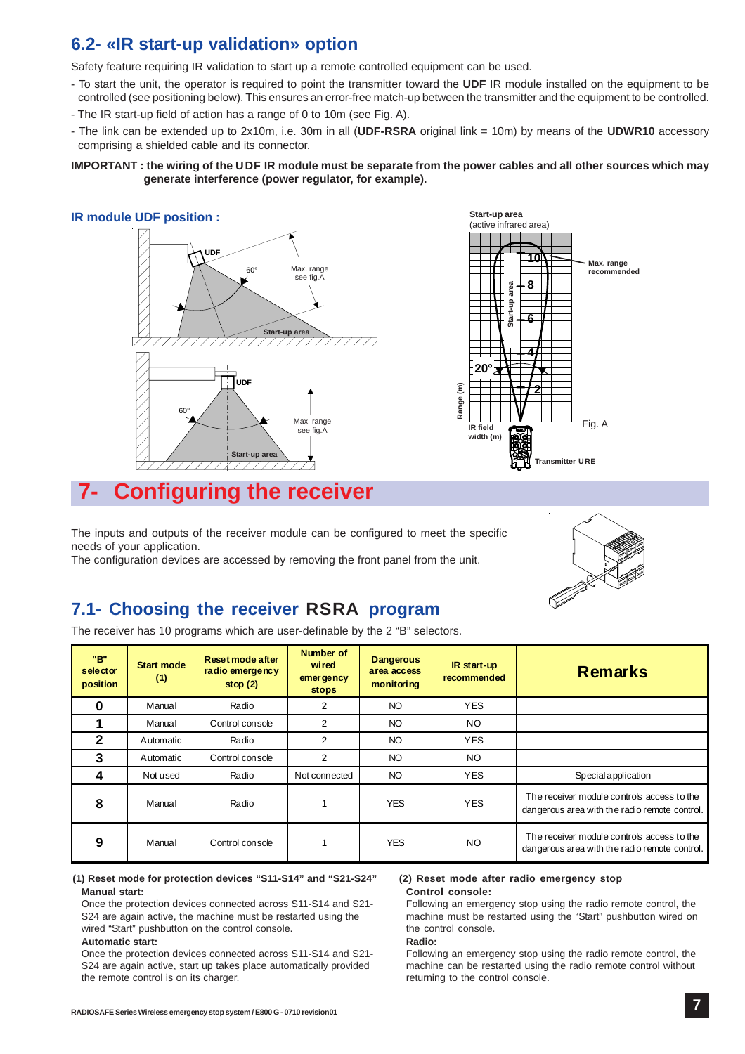## 6.2- «IR start-up validation» option

Safety feature requiring IR validation to start up a remote controlled equipment can be used.

- To start the unit, the operator is required to point the transmitter toward the **UDF** IR module installed on the equipment to be controlled (see positioning below). This ensures an error-free match-up between the transmitter and the equipment to be controlled.
- The IR start-up field of action has a range of 0 to 10m (see Fig. A).
- The link can be extended up to 2x10m, i.e. 30m in all (**UDF-RSRA** original link = 10m) by means of the **UDWR10** accessory comprising a shielded cable and its connector.

**IMPORTANT : the wiring of the UDF IR module must be separate from the power cables and all other sources which may generate interference (power regulator, for example).**

**IR module UDF position :**

UDF
60°
Max. range
see fig.A
Start-up area

UDF
60°
Max. range
see fig.A
Start-up area

Start-up area
(active infrared area)

Max. range
recommended

Start-up area
Range (m)
IR field
width (m)
20°
10
8
6
4
2

Fig. A

Transmitter URE

# 7- Configuring the receiver

The inputs and outputs of the receiver module can be configured to meet the specific needs of your application.
The configuration devices are accessed by removing the front panel from the unit.

## 7.1- Choosing the receiver RSRA program

The receiver has 10 programs which are user-definable by the 2 "B" selectors.

| "B" selector position | Start mode (1) | Reset mode after radio emergency stop (2) | Number of wired emergency stops | Dangerous area access monitoring | IR start-up recommended | Remarks |
|---|---|---|---|---|---|---|
| 0 | Manual | Radio | 2 | NO | YES | |
| 1 | Manual | Control console | 2 | NO | NO | |
| 2 | Automatic | Radio | 2 | NO | YES | |
| 3 | Automatic | Control console | 2 | NO | NO | |
| 4 | Not used | Radio | Not connected | NO | YES | Special application |
| 8 | Manual | Radio | 1 | YES | YES | The receiver module controls access to the dangerous area with the radio remote control. |
| 9 | Manual | Control console | 1 | YES | NO | The receiver module controls access to the dangerous area with the radio remote control. |

**(1) Reset mode for protection devices "S11-S14" and "S21-S24"**

**Manual start:**

Once the protection devices connected across S11-S14 and S21-S24 are again active, the machine must be restarted using the wired "Start" pushbutton on the control console.

**Automatic start:**

Once the protection devices connected across S11-S14 and S21-S24 are again active, start up takes place automatically provided the remote control is on its charger.

**(2) Reset mode after radio emergency stop**

**Control console:**

Following an emergency stop using the radio remote control, the machine must be restarted using the "Start" pushbutton wired on the control console.

**Radio:**

Following an emergency stop using the radio remote control, the machine can be restarted using the radio remote control without returning to the control console.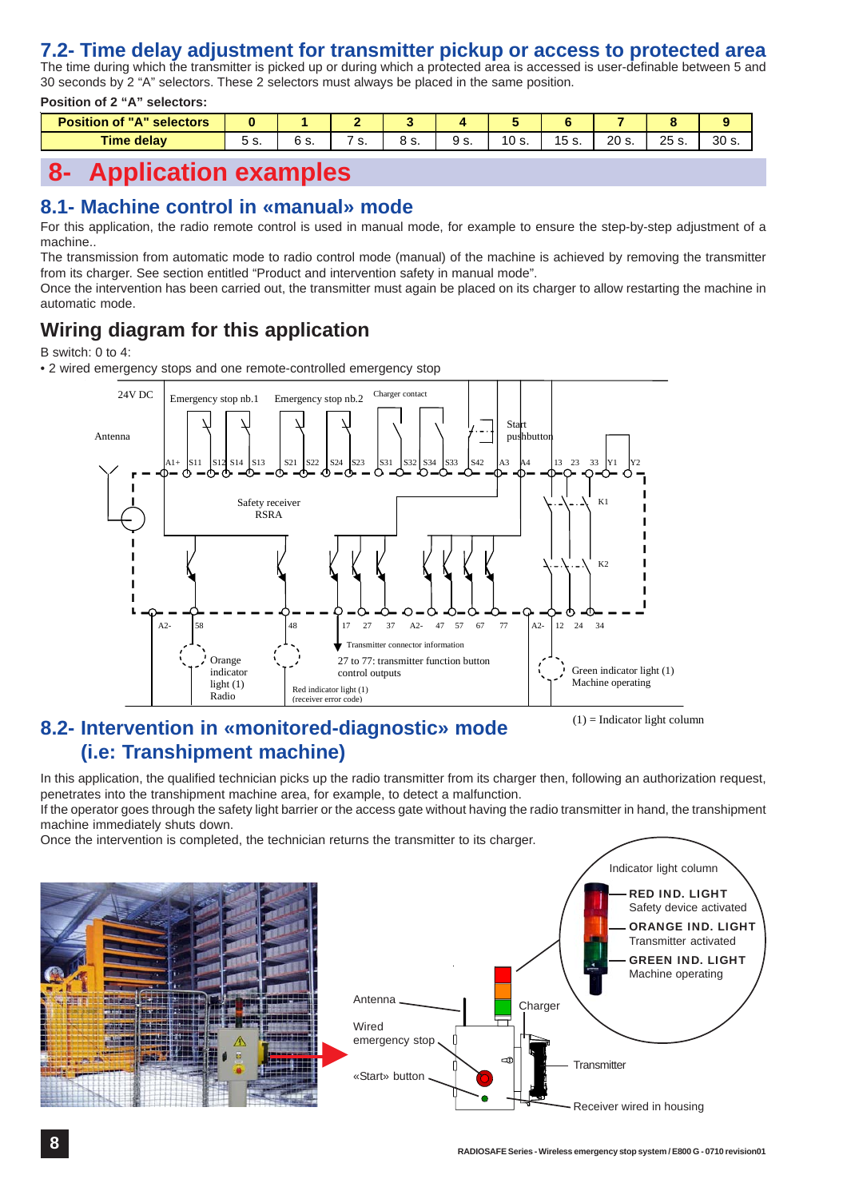## 7.2- Time delay adjustment for transmitter pickup or access to protected area

The time during which the transmitter is picked up or during which a protected area is accessed is user-definable between 5 and 30 seconds by 2 "A" selectors. These 2 selectors must always be placed in the same position.

**Position of 2 "A" selectors:**

| Position of "A" selectors | 0 | 1 | 2 | 3 | 4 | 5 | 6 | 7 | 8 | 9 |
|---|---|---|---|---|---|---|---|---|---|---|
| Time delay | 5 s. | 6 s. | 7 s. | 8 s. | 9 s. | 10 s. | 15 s. | 20 s. | 25 s. | 30 s. |

# 8- Application examples

## 8.1- Machine control in «manual» mode

For this application, the radio remote control is used in manual mode, for example to ensure the step-by-step adjustment of a machine..

The transmission from automatic mode to radio control mode (manual) of the machine is achieved by removing the transmitter from its charger. See section entitled "Product and intervention safety in manual mode".

Once the intervention has been carried out, the transmitter must again be placed on its charger to allow restarting the machine in automatic mode.

## Wiring diagram for this application

B switch: 0 to 4:

- 2 wired emergency stops and one remote-controlled emergency stop

24V DC | Emergency stop nb.1 | Emergency stop nb.2 | Charger contact | Start pushbutton | Antenna

A1+ S11 S12 S14 S13 S21 S22 S24 S23 S31 S32 S34 S33 S42 A3 A4 13 23 33 Y1 Y2

Safety receiver RSRA | K1 | K2

A2- 58 48 17 27 37 A2- 47 57 67 77 A2- 12 24 34

Orange indicator light (1) Radio | Red indicator light (1) (receiver error code) | Transmitter connector information | 27 to 77: transmitter function button control outputs | Green indicator light (1) Machine operating

(1) = Indicator light column

## 8.2- Intervention in «monitored-diagnostic» mode (i.e: Transhipment machine)

In this application, the qualified technician picks up the radio transmitter from its charger then, following an authorization request, penetrates into the transhipment machine area, for example, to detect a malfunction.

If the operator goes through the safety light barrier or the access gate without having the radio transmitter in hand, the transhipment machine immediately shuts down.

Once the intervention is completed, the technician returns the transmitter to its charger.

Indicator light column

- **RED IND. LIGHT** Safety device activated
- **ORANGE IND. LIGHT** Transmitter activated
- **GREEN IND. LIGHT** Machine operating

Antenna | Wired emergency stop | «Start» button | Charger | Transmitter | Receiver wired in housing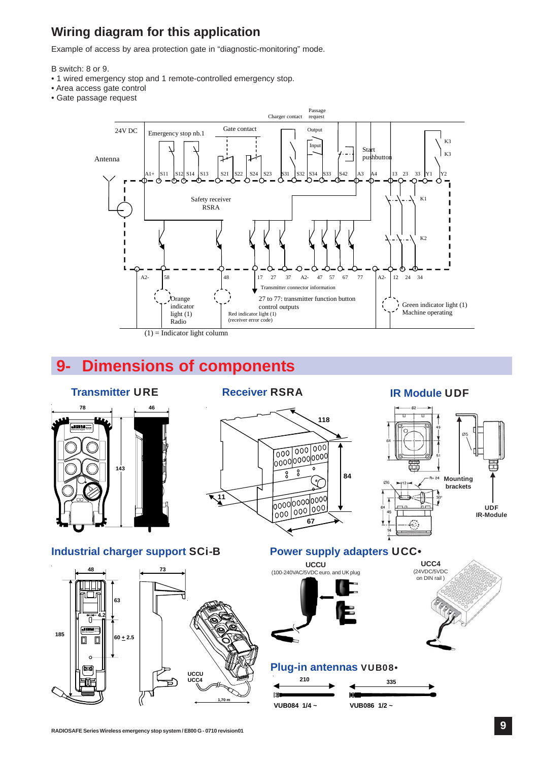## Wiring diagram for this application

Example of access by area protection gate in "diagnostic-monitoring" mode.

B switch: 8 or 9.

- 1 wired emergency stop and 1 remote-controlled emergency stop.
- Area access gate control
- Gate passage request

24V DC | Emergency stop nb.1 | Gate contact | Charger contact | Passage request | Output | Input | Start pushbutton | K3 | K3

Antenna

A1+ S11 S12 S14 S13 S21 S22 S24 S23 S31 S32 S34 S33 S42 A3 A4 13 23 33 Y1 Y2

Safety receiver RSRA

K1

K2

A2- 58 48 17 27 37 A2- 47 57 67 77 A2- 12 24 34

Transmitter connector information

Orange indicator light (1) Radio

Red indicator light (1) (receiver error code)

27 to 77: transmitter function button control outputs

Green indicator light (1) Machine operating

(1) = Indicator light column

# 9- Dimensions of components

### Transmitter URE

78 | 46 | 143

### Receiver RSRA

118 | 84 | 11 | 67

### IR Module UDF

62 | 64 | 45 | 51 | Ø5 | Ø6 | 12 | R= 24 | 30° | 64 | 46 | 14

Mounting brackets

UDF IR-Module

### Industrial charger support SCi-B

48 | 73 | 63 | 4.2 | 185 | 60 ± 2.5

UCCU UCC4

1,70 m

### Power supply adapters UCC•

**UCCU** (100-240VAC/5VDC euro. and UK plug)

**UCC4** (24VDC/5VDC on DIN rail )

### Plug-in antennas VUB08•

210 — **VUB084 1/4 ~**

335 — **VUB086 1/2 ~**

RADIOSAFE Series Wireless emergency stop system / E800 G - 0710 revision01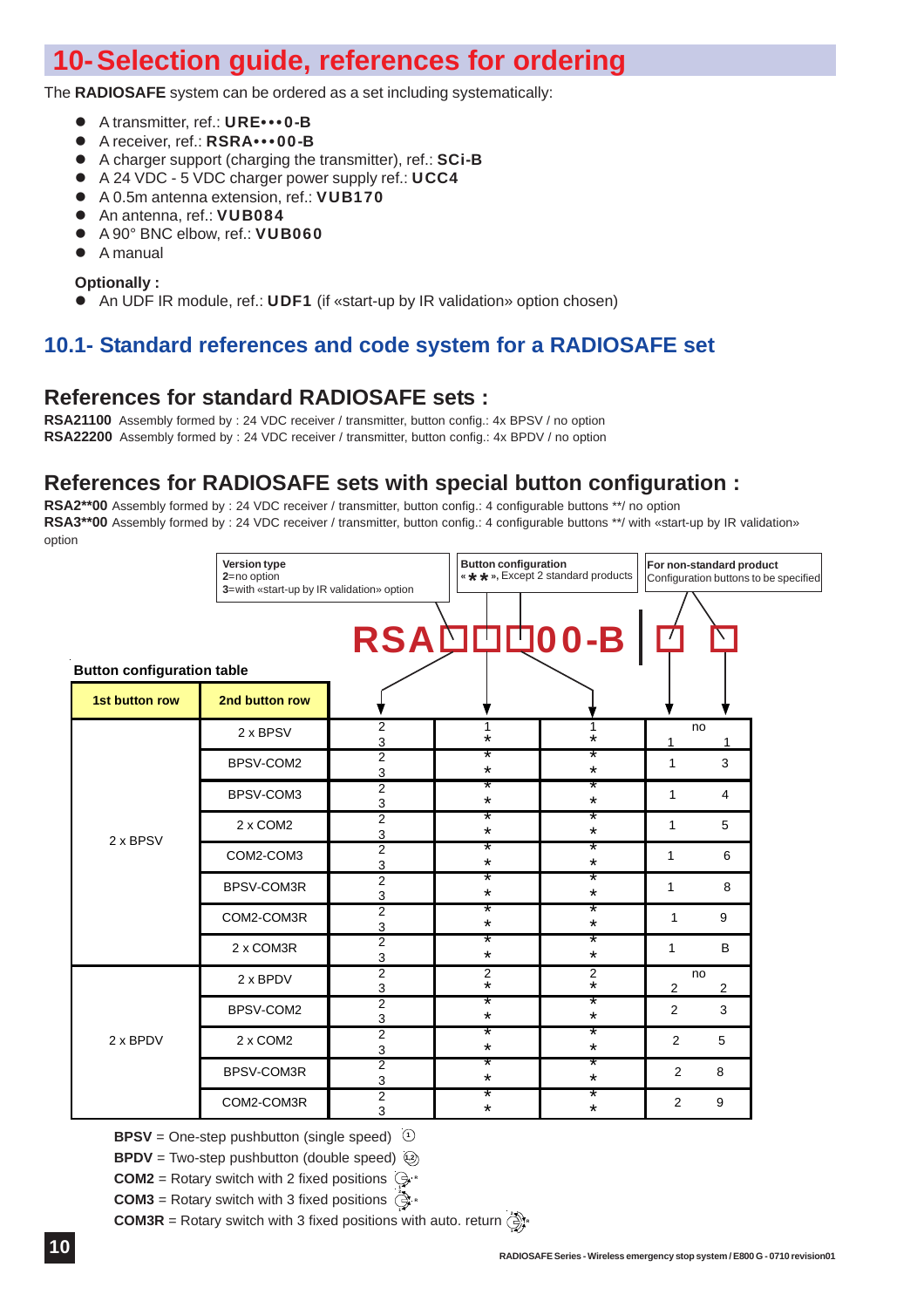# 10- Selection guide, references for ordering

The **RADIOSAFE** system can be ordered as a set including systematically:

- A transmitter, ref.: **URE•••0-B**
- A receiver, ref.: **RSRA•••00-B**
- A charger support (charging the transmitter), ref.: **SCi-B**
- A 24 VDC - 5 VDC charger power supply ref.: **UCC4**
- A 0.5m antenna extension, ref.: **VUB170**
- An antenna, ref.: **VUB084**
- A 90° BNC elbow, ref.: **VUB060**
- A manual

**Optionally :**

- An UDF IR module, ref.: **UDF1** (if «start-up by IR validation» option chosen)

## 10.1- Standard references and code system for a RADIOSAFE set

### References for standard RADIOSAFE sets :

**RSA21100** Assembly formed by : 24 VDC receiver / transmitter, button config.: 4x BPSV / no option
**RSA22200** Assembly formed by : 24 VDC receiver / transmitter, button config.: 4x BPDV / no option

### References for RADIOSAFE sets with special button configuration :

**RSA2**00** Assembly formed by : 24 VDC receiver / transmitter, button config.: 4 configurable buttons **/ no option
**RSA3**00** Assembly formed by : 24 VDC receiver / transmitter, button config.: 4 configurable buttons **/ with «start-up by IR validation» option

**RSA□□□00-B | □ □**

- **Version type**: 2=no option; 3=with «start-up by IR validation» option
- **Button configuration**: «**», Except 2 standard products
- **For non-standard product**: Configuration buttons to be specified

**Button configuration table**

| 1st button row | 2nd button row | Version type | Button config. | Button config. | Non-standard | |
|---|---|---|---|---|---|---|
| 2 x BPSV | 2 x BPSV | 2 / 3 | 1 / * | 1 / * | no: 1 | no: 1 |
| | BPSV-COM2 | 2 / 3 | * / * | * / * | 1 | 3 |
| | BPSV-COM3 | 2 / 3 | * / * | * / * | 1 | 4 |
| | 2 x COM2 | 2 / 3 | * / * | * / * | 1 | 5 |
| | COM2-COM3 | 2 / 3 | * / * | * / * | 1 | 6 |
| | BPSV-COM3R | 2 / 3 | * / * | * / * | 1 | 8 |
| | COM2-COM3R | 2 / 3 | * / * | * / * | 1 | 9 |
| | 2 x COM3R | 2 / 3 | * / * | * / * | 1 | B |
| 2 x BPDV | 2 x BPDV | 2 / 3 | 2 / * | 2 / * | no: 2 | no: 2 |
| | BPSV-COM2 | 2 / 3 | * / * | * / * | 2 | 3 |
| | 2 x COM2 | 2 / 3 | * / * | * / * | 2 | 5 |
| | BPSV-COM3R | 2 / 3 | * / * | * / * | 2 | 8 |
| | COM2-COM3R | 2 / 3 | * / * | * / * | 2 | 9 |

**BPSV** = One-step pushbutton (single speed)
**BPDV** = Two-step pushbutton (double speed)
**COM2** = Rotary switch with 2 fixed positions
**COM3** = Rotary switch with 3 fixed positions
**COM3R** = Rotary switch with 3 fixed positions with auto. return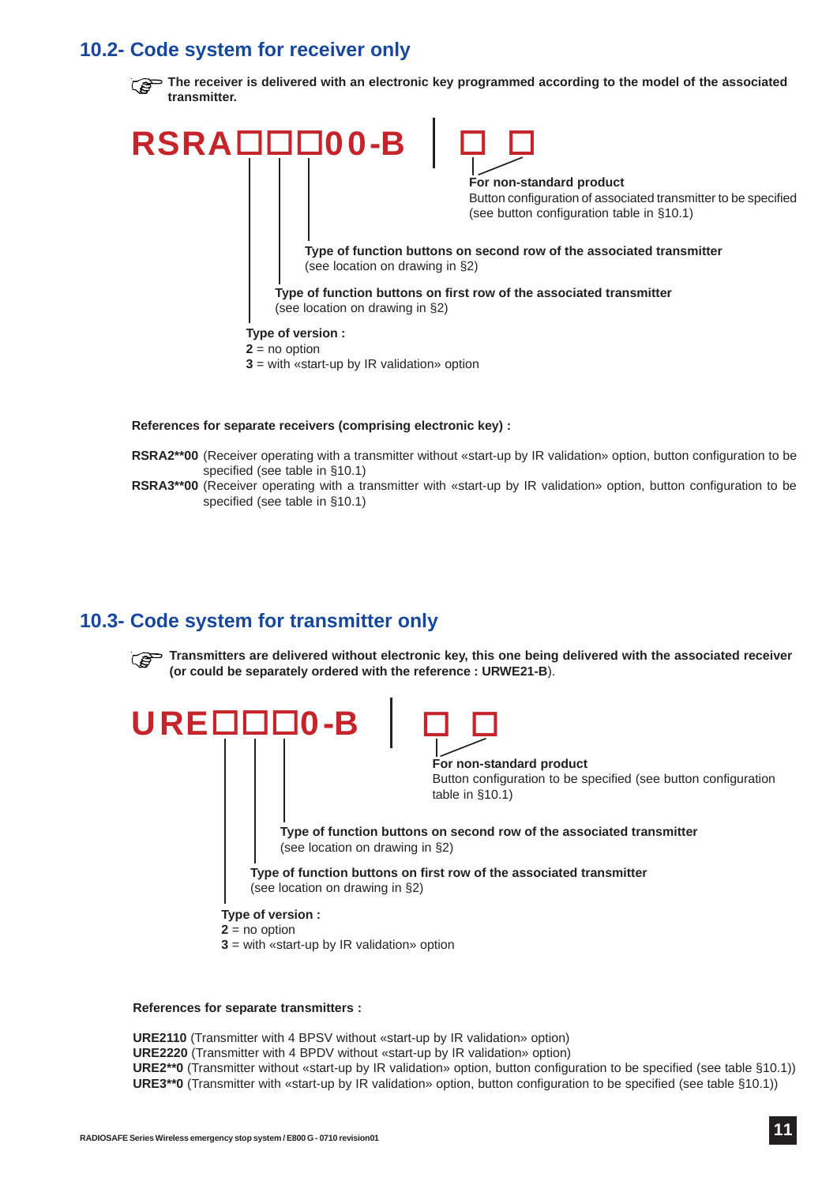## 10.2- Code system for receiver only

☞ **The receiver is delivered with an electronic key programmed according to the model of the associated transmitter.**

**RSRA☐☐☐00-B | ☐ ☐**

**For non-standard product**
Button configuration of associated transmitter to be specified (see button configuration table in §10.1)

**Type of function buttons on second row of the associated transmitter**
(see location on drawing in §2)

**Type of function buttons on first row of the associated transmitter**
(see location on drawing in §2)

**Type of version :**
**2** = no option
**3** = with «start-up by IR validation» option

**References for separate receivers (comprising electronic key) :**

**RSRA2**00** (Receiver operating with a transmitter without «start-up by IR validation» option, button configuration to be specified (see table in §10.1)
**RSRA3**00** (Receiver operating with a transmitter with «start-up by IR validation» option, button configuration to be specified (see table in §10.1)

## 10.3- Code system for transmitter only

☞ **Transmitters are delivered without electronic key, this one being delivered with the associated receiver (or could be separately ordered with the reference : URWE21-B**).

**URE☐☐☐0-B | ☐ ☐**

**For non-standard product**
Button configuration to be specified (see button configuration table in §10.1)

**Type of function buttons on second row of the associated transmitter**
(see location on drawing in §2)

**Type of function buttons on first row of the associated transmitter**
(see location on drawing in §2)

**Type of version :**
**2** = no option
**3** = with «start-up by IR validation» option

**References for separate transmitters :**

**URE2110** (Transmitter with 4 BPSV without «start-up by IR validation» option)
**URE2220** (Transmitter with 4 BPDV without «start-up by IR validation» option)
**URE2**0** (Transmitter without «start-up by IR validation» option, button configuration to be specified (see table §10.1))
**URE3**0** (Transmitter with «start-up by IR validation» option, button configuration to be specified (see table §10.1))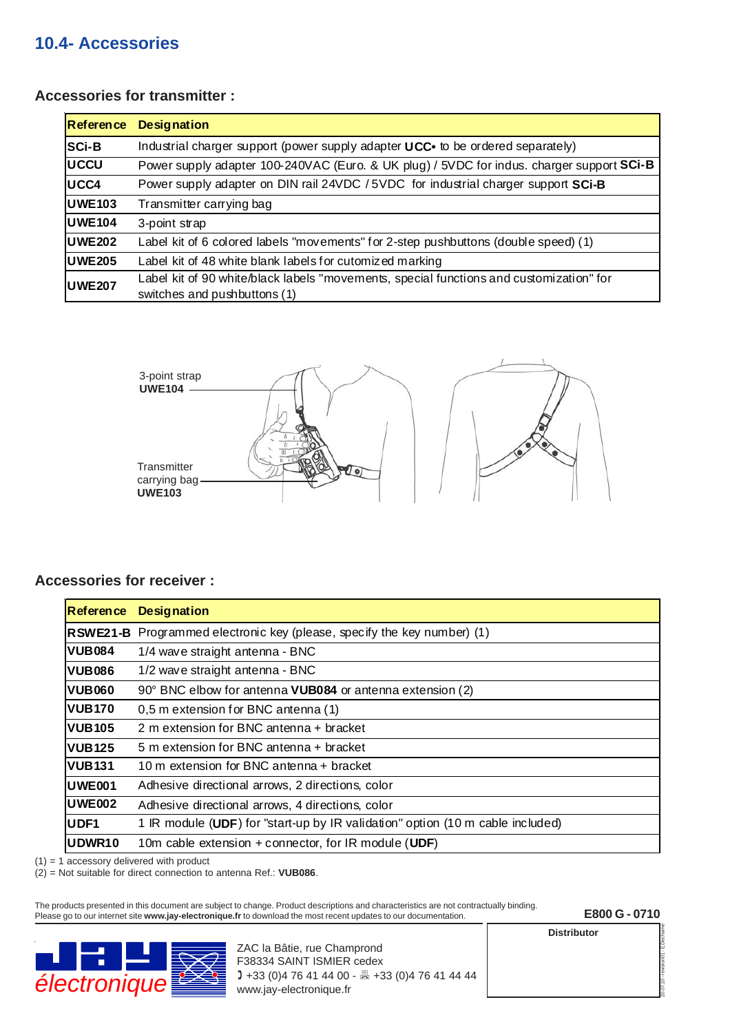## 10.4- Accessories

### Accessories for transmitter :

| Reference | Designation |
|---|---|
| **SCi-B** | Industrial charger support (power supply adapter **UCC•** to be ordered separately) |
| **UCCU** | Power supply adapter 100-240VAC (Euro. & UK plug) / 5VDC for indus. charger support **SCi-B** |
| **UCC4** | Power supply adapter on DIN rail 24VDC / 5VDC for industrial charger support **SCi-B** |
| **UWE103** | Transmitter carrying bag |
| **UWE104** | 3-point strap |
| **UWE202** | Label kit of 6 colored labels "movements" for 2-step pushbuttons (double speed) (1) |
| **UWE205** | Label kit of 48 white blank labels for cutomized marking |
| **UWE207** | Label kit of 90 white/black labels "movements, special functions and customization" for switches and pushbuttons (1) |

3-point strap
**UWE104**

Transmitter carrying bag
**UWE103**

### Accessories for receiver :

| Reference | Designation |
|---|---|
| **RSWE21-B** | Programmed electronic key (please, specify the key number) (1) |
| **VUB084** | 1/4 wave straight antenna - BNC |
| **VUB086** | 1/2 wave straight antenna - BNC |
| **VUB060** | 90° BNC elbow for antenna **VUB084** or antenna extension (2) |
| **VUB170** | 0,5 m extension for BNC antenna (1) |
| **VUB105** | 2 m extension for BNC antenna + bracket |
| **VUB125** | 5 m extension for BNC antenna + bracket |
| **VUB131** | 10 m extension for BNC antenna + bracket |
| **UWE001** | Adhesive directional arrows, 2 directions, color |
| **UWE002** | Adhesive directional arrows, 4 directions, color |
| **UDF1** | 1 IR module (**UDF**) for "start-up by IR validation" option (10 m cable included) |
| **UDWR10** | 10m cable extension + connector, for IR module (**UDF**) |

(1) = 1 accessory delivered with product
(2) = Not suitable for direct connection to antenna Ref.: **VUB086**.

The products presented in this document are subject to change. Product descriptions and characteristics are not contractually binding.
Please go to our internet site **www.jay-electronique.fr** to download the most recent updates to our documentation.

**E800 G - 0710**

jay électronique

ZAC la Bâtie, rue Champrond
F38334 SAINT ISMIER cedex
+33 (0)4 76 41 44 00 - +33 (0)4 76 41 44 44
www.jay-electronique.fr

**Distributor**